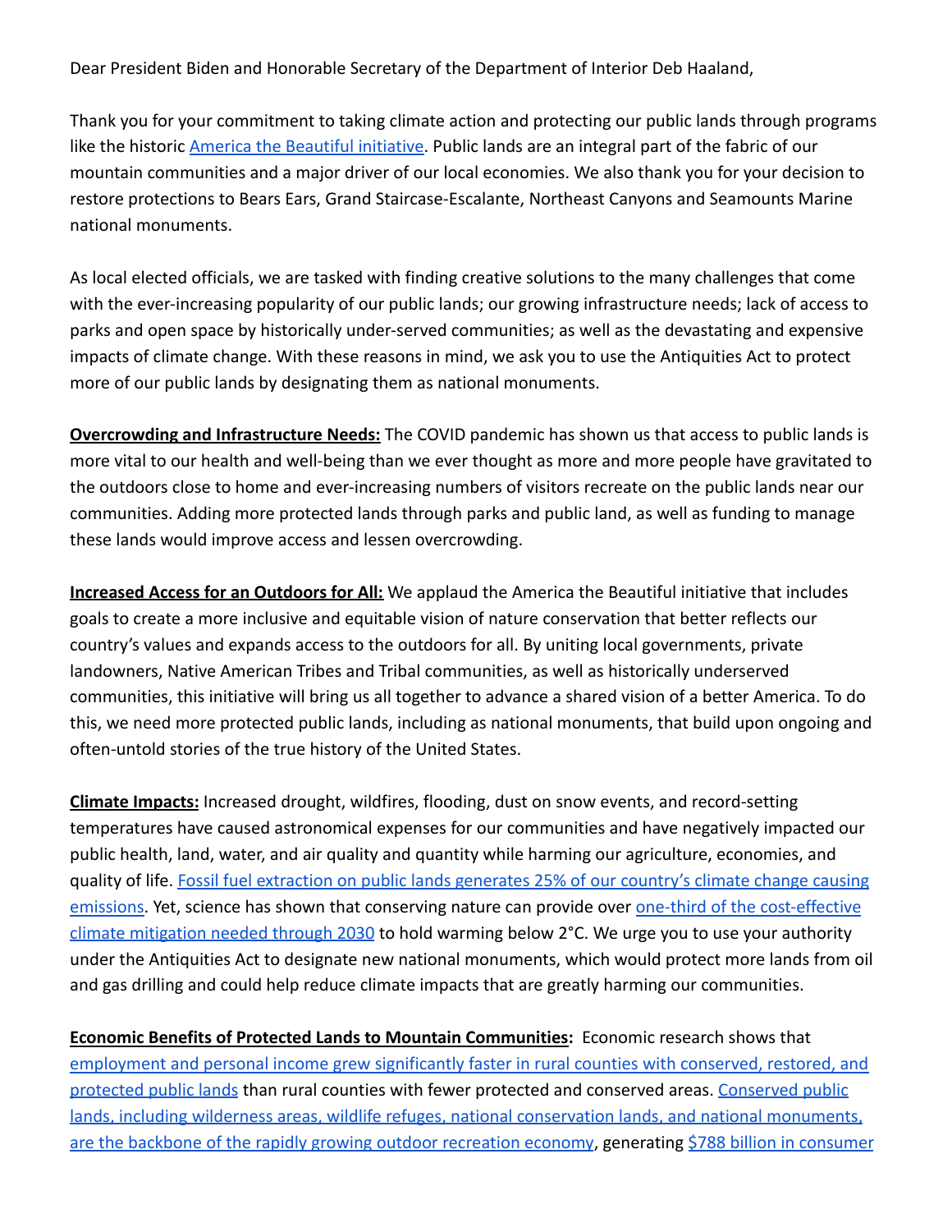Dear President Biden and Honorable Secretary of the Department of Interior Deb Haaland,

Thank you for your commitment to taking climate action and protecting our public lands through programs like the historic America the Beautiful initiative. Public lands are an integral part of the fabric of our mountain communities and a major driver of our local economies. We also thank you for your decision to restore protections to Bears Ears, Grand Staircase-Escalante, Northeast Canyons and Seamounts Marine national monuments.

As local elected officials, we are tasked with finding creative solutions to the many challenges that come with the ever-increasing popularity of our public lands; our growing infrastructure needs; lack of access to parks and open space by historically under-served communities; as well as the devastating and expensive impacts of climate change. With these reasons in mind, we ask you to use the Antiquities Act to protect more of our public lands by designating them as national monuments.

**Overcrowding and Infrastructure Needs:** The COVID pandemic has shown us that access to public lands is more vital to our health and well-being than we ever thought as more and more people have gravitated to the outdoors close to home and ever-increasing numbers of visitors recreate on the public lands near our communities. Adding more protected lands through parks and public land, as well as funding to manage these lands would improve access and lessen overcrowding.

**Increased Access for an Outdoors for All:** We applaud the America the Beautiful initiative that includes goals to create a more inclusive and equitable vision of nature conservation that better reflects our country's values and expands access to the outdoors for all. By uniting local governments, private landowners, Native American Tribes and Tribal communities, as well as historically underserved communities, this initiative will bring us all together to advance a shared vision of a better America. To do this, we need more protected public lands, including as national monuments, that build upon ongoing and often-untold stories of the true history of the United States.

**Climate Impacts:** Increased drought, wildfires, flooding, dust on snow events, and record-setting temperatures have caused astronomical expenses for our communities and have negatively impacted our public health, land, water, and air quality and quantity while harming our agriculture, economies, and quality of life. Fossil fuel extraction on public lands generates 25% of our country's climate change causing emissions. Yet, science has shown that conserving nature can provide over one-third of the cost-effective climate mitigation needed through 2030 to hold warming below 2°C. We urge you to use your authority under the Antiquities Act to designate new national monuments, which would protect more lands from oil and gas drilling and could help reduce climate impacts that are greatly harming our communities.

**Economic Benefits of Protected Lands to Mountain Communities:** Economic research shows that employment and personal income grew significantly faster in rural counties with conserved, restored, and protected public lands than rural counties with fewer protected and conserved areas. Conserved public lands, including wilderness areas, wildlife refuges, national conservation lands, and national monuments, are the backbone of the rapidly growing outdoor recreation economy, generating $788 billion in consumer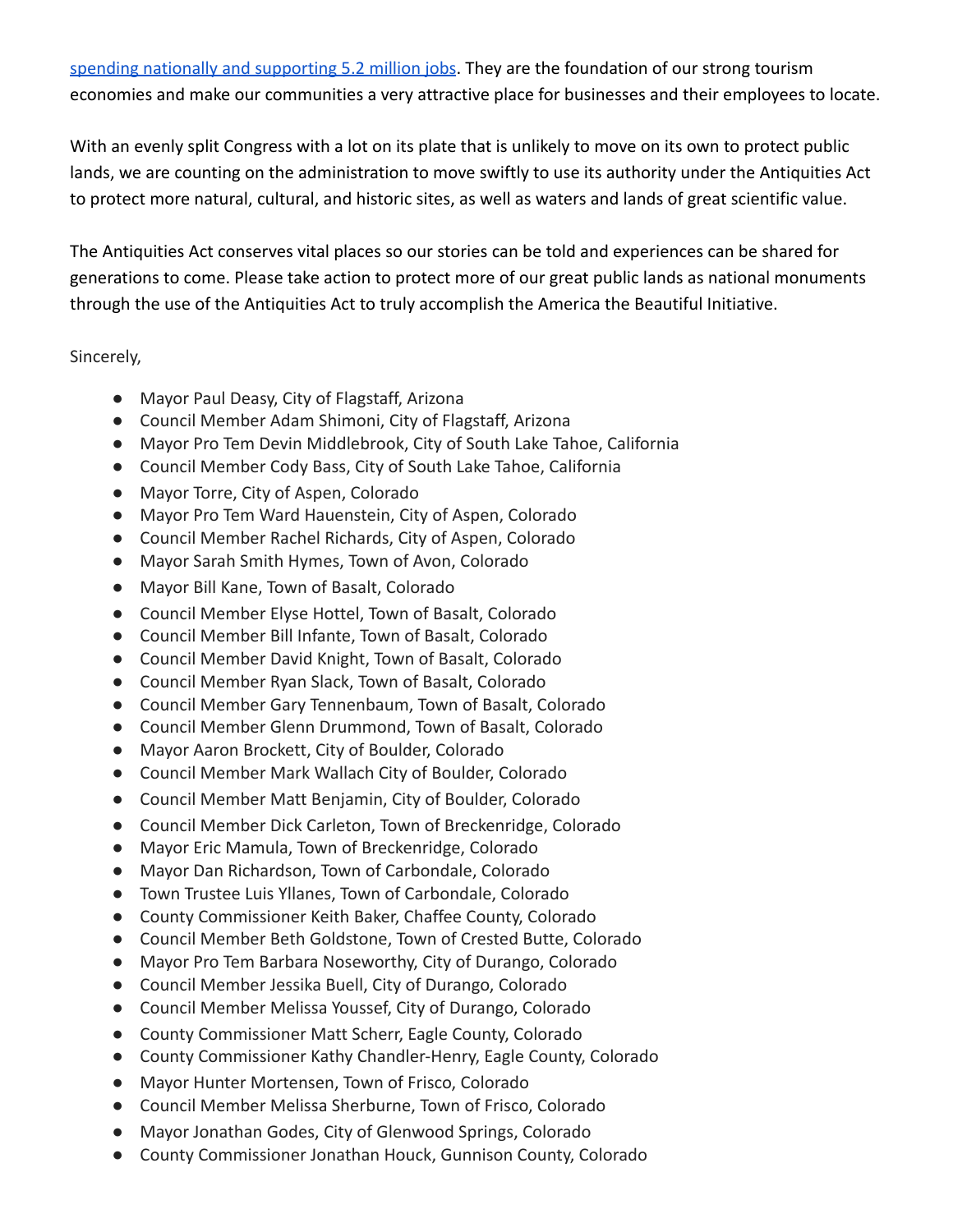[spending nationally and supporting 5.2 million jobs]. They are the foundation of our strong tourism economies and make our communities a very attractive place for businesses and their employees to locate.

With an evenly split Congress with a lot on its plate that is unlikely to move on its own to protect public lands, we are counting on the administration to move swiftly to use its authority under the Antiquities Act to protect more natural, cultural, and historic sites, as well as waters and lands of great scientific value.

The Antiquities Act conserves vital places so our stories can be told and experiences can be shared for generations to come. Please take action to protect more of our great public lands as national monuments through the use of the Antiquities Act to truly accomplish the America the Beautiful Initiative.

Sincerely,

- Mayor Paul Deasy, City of Flagstaff, Arizona
- Council Member Adam Shimoni, City of Flagstaff, Arizona
- Mayor Pro Tem Devin Middlebrook, City of South Lake Tahoe, California
- Council Member Cody Bass, City of South Lake Tahoe, California
- Mayor Torre, City of Aspen, Colorado
- Mayor Pro Tem Ward Hauenstein, City of Aspen, Colorado
- Council Member Rachel Richards, City of Aspen, Colorado
- Mayor Sarah Smith Hymes, Town of Avon, Colorado
- Mayor Bill Kane, Town of Basalt, Colorado
- Council Member Elyse Hottel, Town of Basalt, Colorado
- Council Member Bill Infante, Town of Basalt, Colorado
- Council Member David Knight, Town of Basalt, Colorado
- Council Member Ryan Slack, Town of Basalt, Colorado
- Council Member Gary Tennenbaum, Town of Basalt, Colorado
- Council Member Glenn Drummond, Town of Basalt, Colorado
- Mayor Aaron Brockett, City of Boulder, Colorado
- Council Member Mark Wallach City of Boulder, Colorado
- Council Member Matt Benjamin, City of Boulder, Colorado
- Council Member Dick Carleton, Town of Breckenridge, Colorado
- Mayor Eric Mamula, Town of Breckenridge, Colorado
- Mayor Dan Richardson, Town of Carbondale, Colorado
- Town Trustee Luis Yllanes, Town of Carbondale, Colorado
- County Commissioner Keith Baker, Chaffee County, Colorado
- Council Member Beth Goldstone, Town of Crested Butte, Colorado
- Mayor Pro Tem Barbara Noseworthy, City of Durango, Colorado
- Council Member Jessika Buell, City of Durango, Colorado
- Council Member Melissa Youssef, City of Durango, Colorado
- County Commissioner Matt Scherr, Eagle County, Colorado
- County Commissioner Kathy Chandler-Henry, Eagle County, Colorado
- Mayor Hunter Mortensen, Town of Frisco, Colorado
- Council Member Melissa Sherburne, Town of Frisco, Colorado
- Mayor Jonathan Godes, City of Glenwood Springs, Colorado
- County Commissioner Jonathan Houck, Gunnison County, Colorado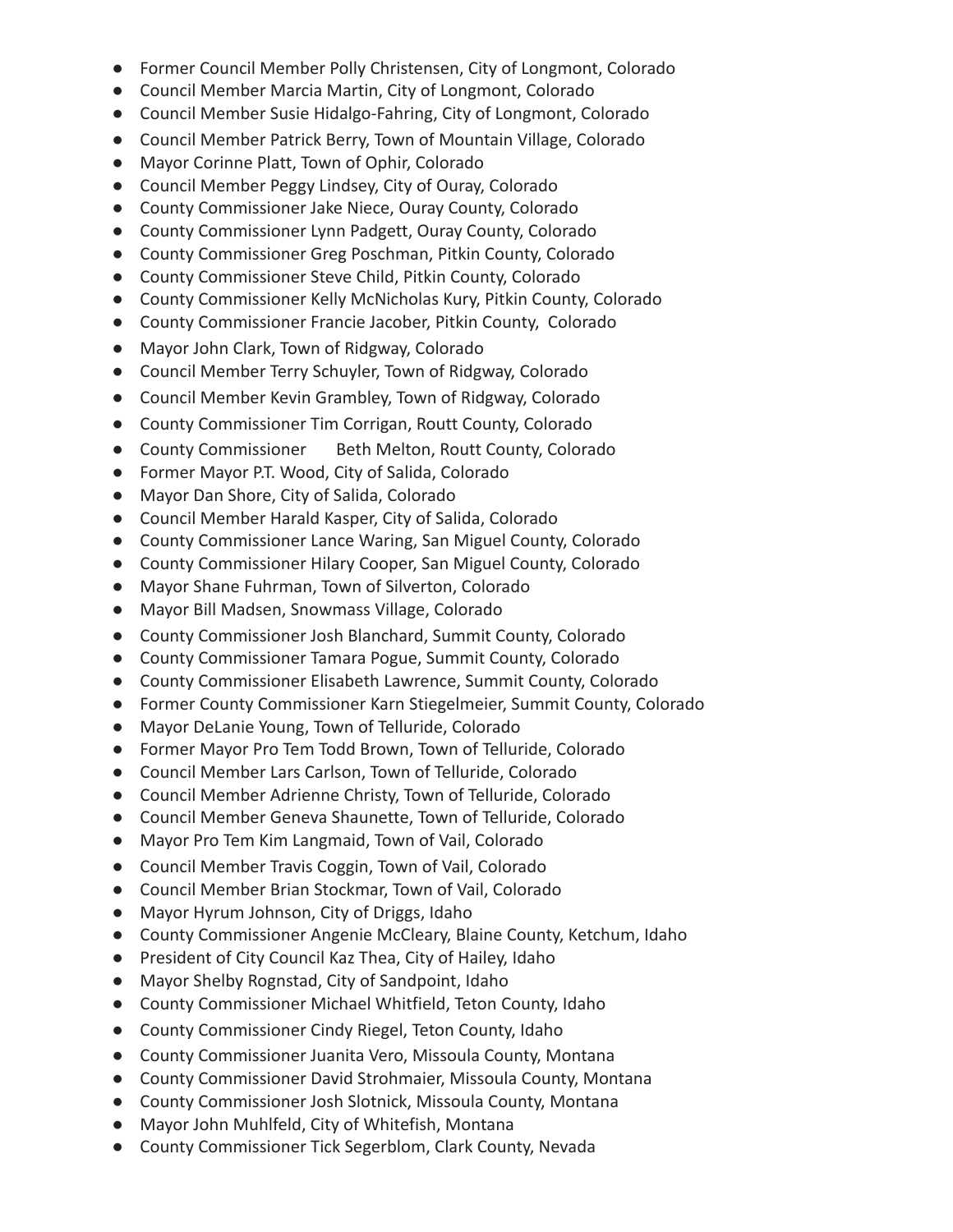- Former Council Member Polly Christensen, City of Longmont, Colorado
- Council Member Marcia Martin, City of Longmont, Colorado
- Council Member Susie Hidalgo-Fahring, City of Longmont, Colorado
- Council Member Patrick Berry, Town of Mountain Village, Colorado
- Mayor Corinne Platt, Town of Ophir, Colorado
- Council Member Peggy Lindsey, City of Ouray, Colorado
- County Commissioner Jake Niece, Ouray County, Colorado
- County Commissioner Lynn Padgett, Ouray County, Colorado
- County Commissioner Greg Poschman, Pitkin County, Colorado
- County Commissioner Steve Child, Pitkin County, Colorado
- County Commissioner Kelly McNicholas Kury, Pitkin County, Colorado
- County Commissioner Francie Jacober, Pitkin County, Colorado
- Mayor John Clark, Town of Ridgway, Colorado
- Council Member Terry Schuyler, Town of Ridgway, Colorado
- Council Member Kevin Grambley, Town of Ridgway, Colorado
- County Commissioner Tim Corrigan, Routt County, Colorado
- County Commissioner Beth Melton, Routt County, Colorado
- Former Mayor P.T. Wood, City of Salida, Colorado
- Mayor Dan Shore, City of Salida, Colorado
- Council Member Harald Kasper, City of Salida, Colorado
- County Commissioner Lance Waring, San Miguel County, Colorado
- County Commissioner Hilary Cooper, San Miguel County, Colorado
- Mayor Shane Fuhrman, Town of Silverton, Colorado
- Mayor Bill Madsen, Snowmass Village, Colorado
- County Commissioner Josh Blanchard, Summit County, Colorado
- County Commissioner Tamara Pogue, Summit County, Colorado
- County Commissioner Elisabeth Lawrence, Summit County, Colorado
- Former County Commissioner Karn Stiegelmeier, Summit County, Colorado
- Mayor DeLanie Young, Town of Telluride, Colorado
- Former Mayor Pro Tem Todd Brown, Town of Telluride, Colorado
- Council Member Lars Carlson, Town of Telluride, Colorado
- Council Member Adrienne Christy, Town of Telluride, Colorado
- Council Member Geneva Shaunette, Town of Telluride, Colorado
- Mayor Pro Tem Kim Langmaid, Town of Vail, Colorado
- Council Member Travis Coggin, Town of Vail, Colorado
- Council Member Brian Stockmar, Town of Vail, Colorado
- Mayor Hyrum Johnson, City of Driggs, Idaho
- County Commissioner Angenie McCleary, Blaine County, Ketchum, Idaho
- President of City Council Kaz Thea, City of Hailey, Idaho
- Mayor Shelby Rognstad, City of Sandpoint, Idaho
- County Commissioner Michael Whitfield, Teton County, Idaho
- County Commissioner Cindy Riegel, Teton County, Idaho
- County Commissioner Juanita Vero, Missoula County, Montana
- County Commissioner David Strohmaier, Missoula County, Montana
- County Commissioner Josh Slotnick, Missoula County, Montana
- Mayor John Muhlfeld, City of Whitefish, Montana
- County Commissioner Tick Segerblom, Clark County, Nevada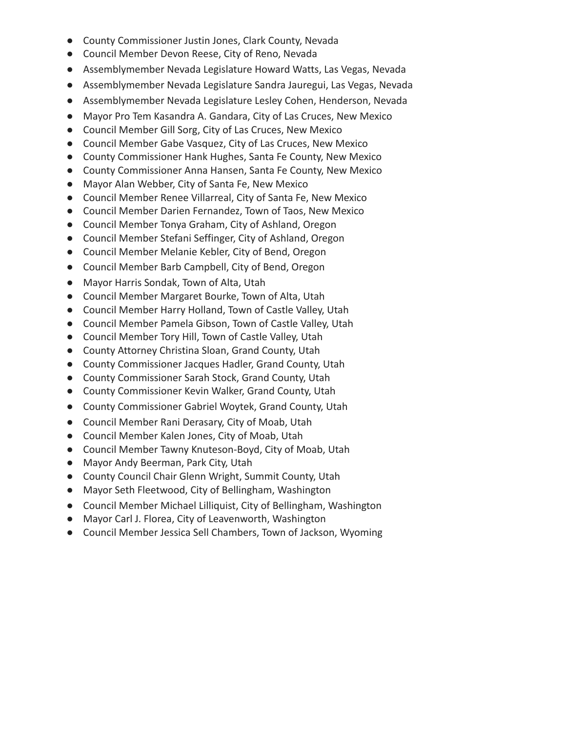- County Commissioner Justin Jones, Clark County, Nevada
- Council Member Devon Reese, City of Reno, Nevada
- Assemblymember Nevada Legislature Howard Watts, Las Vegas, Nevada
- Assemblymember Nevada Legislature Sandra Jauregui, Las Vegas, Nevada
- Assemblymember Nevada Legislature Lesley Cohen, Henderson, Nevada
- Mayor Pro Tem Kasandra A. Gandara, City of Las Cruces, New Mexico
- Council Member Gill Sorg, City of Las Cruces, New Mexico
- Council Member Gabe Vasquez, City of Las Cruces, New Mexico
- County Commissioner Hank Hughes, Santa Fe County, New Mexico
- County Commissioner Anna Hansen, Santa Fe County, New Mexico
- Mayor Alan Webber, City of Santa Fe, New Mexico
- Council Member Renee Villarreal, City of Santa Fe, New Mexico
- Council Member Darien Fernandez, Town of Taos, New Mexico
- Council Member Tonya Graham, City of Ashland, Oregon
- Council Member Stefani Seffinger, City of Ashland, Oregon
- Council Member Melanie Kebler, City of Bend, Oregon
- Council Member Barb Campbell, City of Bend, Oregon
- Mayor Harris Sondak, Town of Alta, Utah
- Council Member Margaret Bourke, Town of Alta, Utah
- Council Member Harry Holland, Town of Castle Valley, Utah
- Council Member Pamela Gibson, Town of Castle Valley, Utah
- Council Member Tory Hill, Town of Castle Valley, Utah
- County Attorney Christina Sloan, Grand County, Utah
- County Commissioner Jacques Hadler, Grand County, Utah
- County Commissioner Sarah Stock, Grand County, Utah
- County Commissioner Kevin Walker, Grand County, Utah
- County Commissioner Gabriel Woytek, Grand County, Utah
- Council Member Rani Derasary, City of Moab, Utah
- Council Member Kalen Jones, City of Moab, Utah
- Council Member Tawny Knuteson-Boyd, City of Moab, Utah
- Mayor Andy Beerman, Park City, Utah
- County Council Chair Glenn Wright, Summit County, Utah
- Mayor Seth Fleetwood, City of Bellingham, Washington
- Council Member Michael Lilliquist, City of Bellingham, Washington
- Mayor Carl J. Florea, City of Leavenworth, Washington
- Council Member Jessica Sell Chambers, Town of Jackson, Wyoming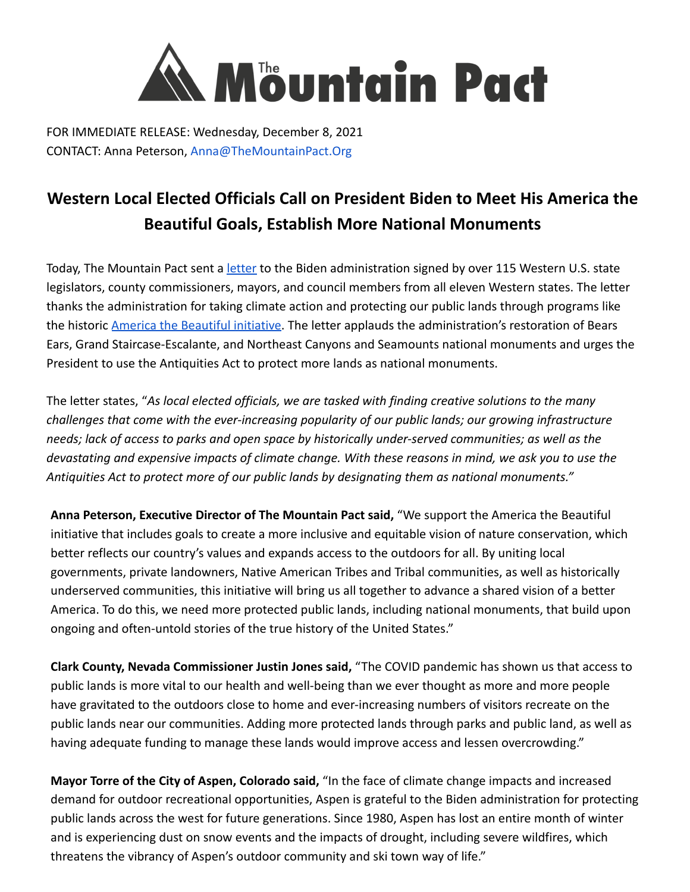# The Mountain Pact

FOR IMMEDIATE RELEASE: Wednesday, December 8, 2021
CONTACT: Anna Peterson, Anna@TheMountainPact.Org

## Western Local Elected Officials Call on President Biden to Meet His America the Beautiful Goals, Establish More National Monuments

Today, The Mountain Pact sent a letter to the Biden administration signed by over 115 Western U.S. state legislators, county commissioners, mayors, and council members from all eleven Western states. The letter thanks the administration for taking climate action and protecting our public lands through programs like the historic America the Beautiful initiative. The letter applauds the administration's restoration of Bears Ears, Grand Staircase-Escalante, and Northeast Canyons and Seamounts national monuments and urges the President to use the Antiquities Act to protect more lands as national monuments.

The letter states, "*As local elected officials, we are tasked with finding creative solutions to the many challenges that come with the ever-increasing popularity of our public lands; our growing infrastructure needs; lack of access to parks and open space by historically under-served communities; as well as the devastating and expensive impacts of climate change. With these reasons in mind, we ask you to use the Antiquities Act to protect more of our public lands by designating them as national monuments.*"

**Anna Peterson, Executive Director of The Mountain Pact said,** "We support the America the Beautiful initiative that includes goals to create a more inclusive and equitable vision of nature conservation, which better reflects our country's values and expands access to the outdoors for all. By uniting local governments, private landowners, Native American Tribes and Tribal communities, as well as historically underserved communities, this initiative will bring us all together to advance a shared vision of a better America. To do this, we need more protected public lands, including national monuments, that build upon ongoing and often-untold stories of the true history of the United States."

**Clark County, Nevada Commissioner Justin Jones said,** "The COVID pandemic has shown us that access to public lands is more vital to our health and well-being than we ever thought as more and more people have gravitated to the outdoors close to home and ever-increasing numbers of visitors recreate on the public lands near our communities. Adding more protected lands through parks and public land, as well as having adequate funding to manage these lands would improve access and lessen overcrowding."

**Mayor Torre of the City of Aspen, Colorado said,** "In the face of climate change impacts and increased demand for outdoor recreational opportunities, Aspen is grateful to the Biden administration for protecting public lands across the west for future generations. Since 1980, Aspen has lost an entire month of winter and is experiencing dust on snow events and the impacts of drought, including severe wildfires, which threatens the vibrancy of Aspen's outdoor community and ski town way of life."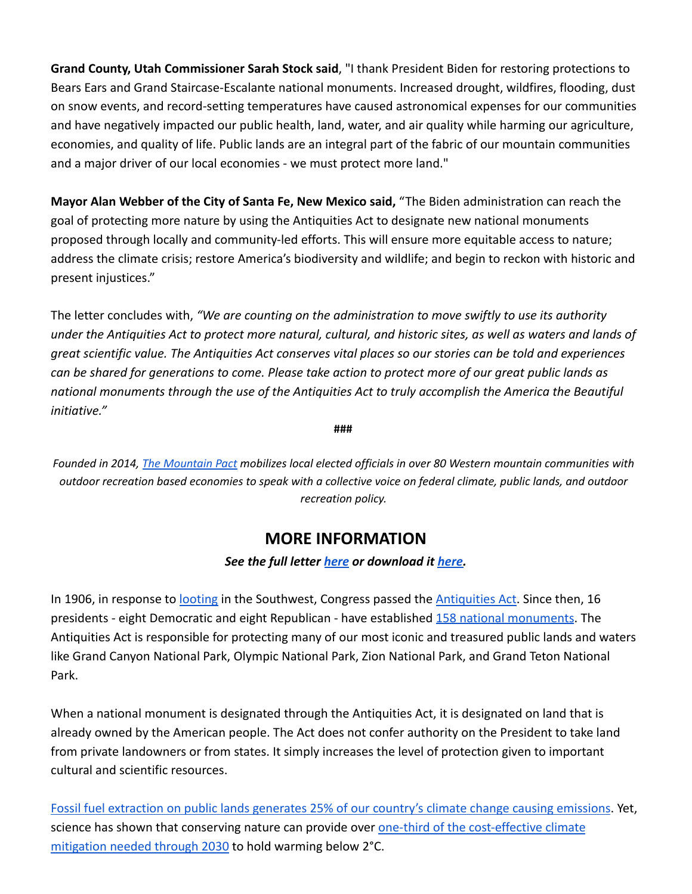**Grand County, Utah Commissioner Sarah Stock said**, "I thank President Biden for restoring protections to Bears Ears and Grand Staircase-Escalante national monuments. Increased drought, wildfires, flooding, dust on snow events, and record-setting temperatures have caused astronomical expenses for our communities and have negatively impacted our public health, land, water, and air quality while harming our agriculture, economies, and quality of life. Public lands are an integral part of the fabric of our mountain communities and a major driver of our local economies - we must protect more land."

**Mayor Alan Webber of the City of Santa Fe, New Mexico said,** "The Biden administration can reach the goal of protecting more nature by using the Antiquities Act to designate new national monuments proposed through locally and community-led efforts. This will ensure more equitable access to nature; address the climate crisis; restore America's biodiversity and wildlife; and begin to reckon with historic and present injustices."

The letter concludes with, *"We are counting on the administration to move swiftly to use its authority under the Antiquities Act to protect more natural, cultural, and historic sites, as well as waters and lands of great scientific value. The Antiquities Act conserves vital places so our stories can be told and experiences can be shared for generations to come. Please take action to protect more of our great public lands as national monuments through the use of the Antiquities Act to truly accomplish the America the Beautiful initiative."*

###

*Founded in 2014, The Mountain Pact mobilizes local elected officials in over 80 Western mountain communities with outdoor recreation based economies to speak with a collective voice on federal climate, public lands, and outdoor recreation policy.*

## MORE INFORMATION

***See the full letter here or download it here.***

In 1906, in response to looting in the Southwest, Congress passed the Antiquities Act. Since then, 16 presidents - eight Democratic and eight Republican - have established 158 national monuments. The Antiquities Act is responsible for protecting many of our most iconic and treasured public lands and waters like Grand Canyon National Park, Olympic National Park, Zion National Park, and Grand Teton National Park.

When a national monument is designated through the Antiquities Act, it is designated on land that is already owned by the American people. The Act does not confer authority on the President to take land from private landowners or from states. It simply increases the level of protection given to important cultural and scientific resources.

Fossil fuel extraction on public lands generates 25% of our country's climate change causing emissions. Yet, science has shown that conserving nature can provide over one-third of the cost-effective climate mitigation needed through 2030 to hold warming below 2°C.